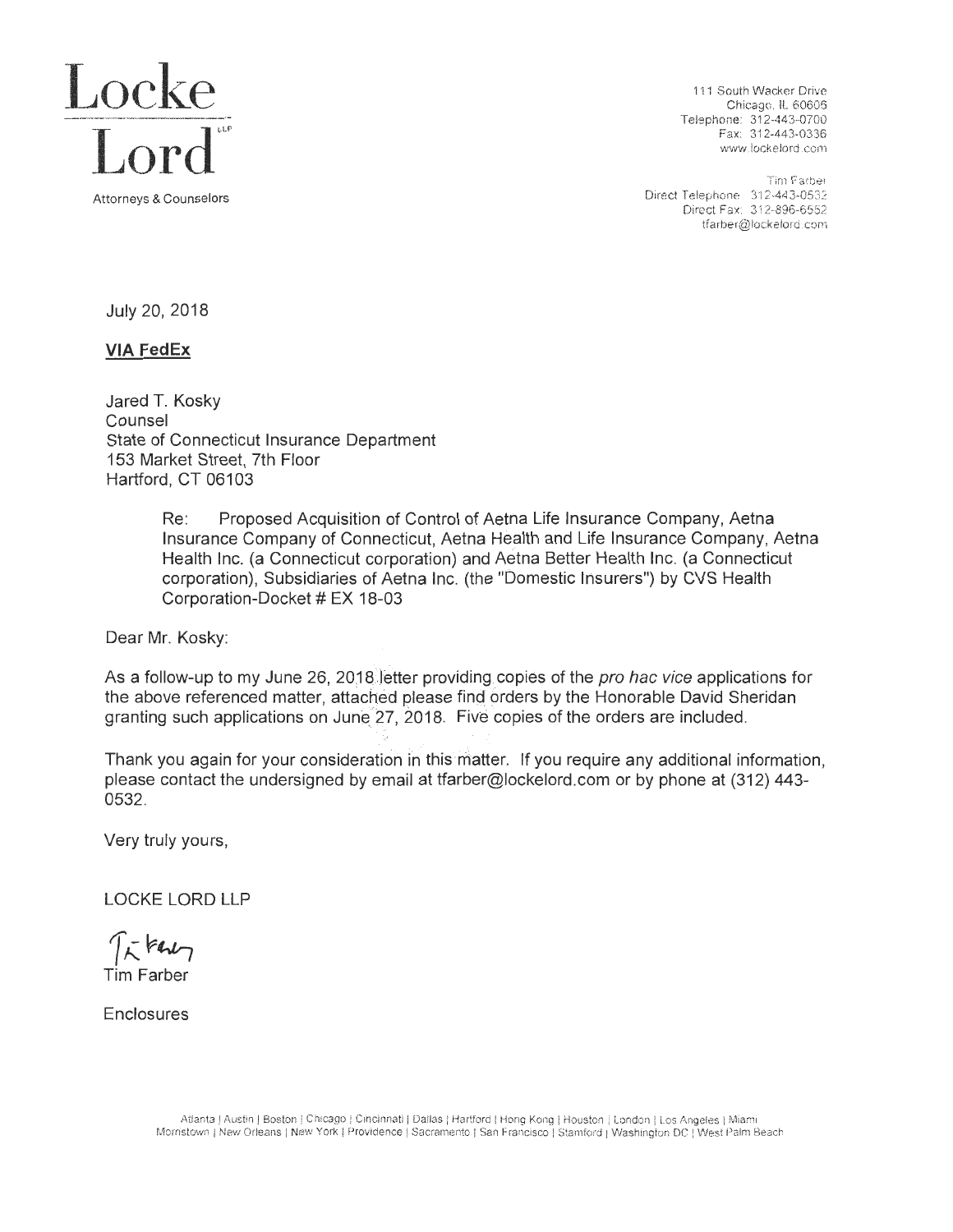**Locke Lord** LLP

Attorneys & Counselors

111 South Wacker Drive
Chicago, IL 60606
Telephone: 312-443-0700
Fax: 312-443-0336
www.lockelord.com

Tim Farber
Direct Telephone: 312-443-0532
Direct Fax: 312-896-6552
tfarber@lockelord.com

July 20, 2018

**VIA FedEx**

Jared T. Kosky
Counsel
State of Connecticut Insurance Department
153 Market Street, 7th Floor
Hartford, CT 06103

> Re: Proposed Acquisition of Control of Aetna Life Insurance Company, Aetna Insurance Company of Connecticut, Aetna Health and Life Insurance Company, Aetna Health Inc. (a Connecticut corporation) and Aetna Better Health Inc. (a Connecticut corporation), Subsidiaries of Aetna Inc. (the "Domestic Insurers") by CVS Health Corporation-Docket # EX 18-03

Dear Mr. Kosky:

As a follow-up to my June 26, 2018 letter providing copies of the *pro hac vice* applications for the above referenced matter, attached please find orders by the Honorable David Sheridan granting such applications on June 27, 2018. Five copies of the orders are included.

Thank you again for your consideration in this matter. If you require any additional information, please contact the undersigned by email at tfarber@lockelord.com or by phone at (312) 443-0532.

Very truly yours,

LOCKE LORD LLP

Tim Farber

Enclosures

Atlanta | Austin | Boston | Chicago | Cincinnati | Dallas | Hartford | Hong Kong | Houston | London | Los Angeles | Miami
Morristown | New Orleans | New York | Providence | Sacramento | San Francisco | Stamford | Washington DC | West Palm Beach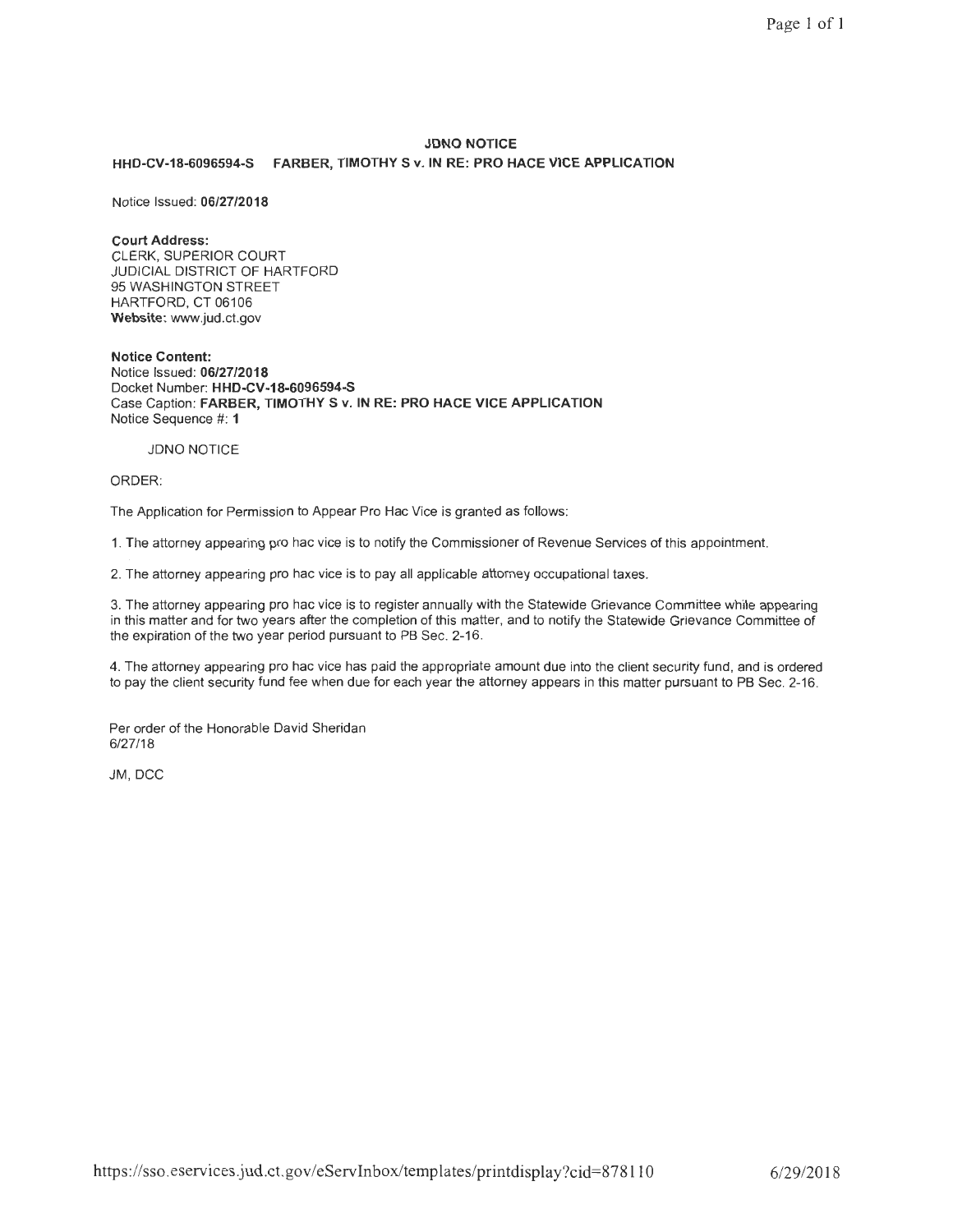## JDNO NOTICE

**HHD-CV-18-6096594-S FARBER, TIMOTHY S v. IN RE: PRO HACE VICE APPLICATION**

Notice Issued: **06/27/2018**

**Court Address:**
CLERK, SUPERIOR COURT
JUDICIAL DISTRICT OF HARTFORD
95 WASHINGTON STREET
HARTFORD, CT 06106
**Website:** www.jud.ct.gov

**Notice Content:**
Notice Issued: **06/27/2018**
Docket Number: **HHD-CV-18-6096594-S**
Case Caption: **FARBER, TIMOTHY S v. IN RE: PRO HACE VICE APPLICATION**
Notice Sequence #: **1**

JDNO NOTICE

ORDER:

The Application for Permission to Appear Pro Hac Vice is granted as follows:

1. The attorney appearing pro hac vice is to notify the Commissioner of Revenue Services of this appointment.

2. The attorney appearing pro hac vice is to pay all applicable attorney occupational taxes.

3. The attorney appearing pro hac vice is to register annually with the Statewide Grievance Committee while appearing in this matter and for two years after the completion of this matter, and to notify the Statewide Grievance Committee of the expiration of the two year period pursuant to PB Sec. 2-16.

4. The attorney appearing pro hac vice has paid the appropriate amount due into the client security fund, and is ordered to pay the client security fund fee when due for each year the attorney appears in this matter pursuant to PB Sec. 2-16.

Per order of the Honorable David Sheridan
6/27/18

JM, DCC

https://sso.eservices.jud.ct.gov/eServInbox/templates/printdisplay?cid=878110 6/29/2018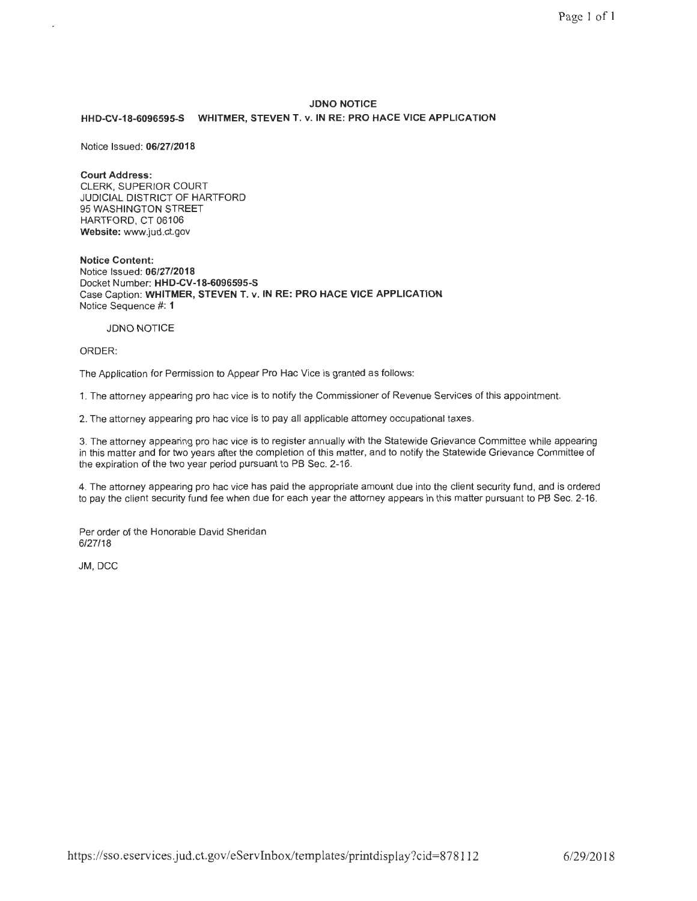**JDNO NOTICE**

**HHD-CV-18-6096595-S WHITMER, STEVEN T. v. IN RE: PRO HACE VICE APPLICATION**

Notice Issued: **06/27/2018**

**Court Address:**
CLERK, SUPERIOR COURT
JUDICIAL DISTRICT OF HARTFORD
95 WASHINGTON STREET
HARTFORD, CT 06106
**Website:** www.jud.ct.gov

**Notice Content:**
Notice Issued: **06/27/2018**
Docket Number: **HHD-CV-18-6096595-S**
Case Caption: **WHITMER, STEVEN T. v. IN RE: PRO HACE VICE APPLICATION**
Notice Sequence #: **1**

JDNO NOTICE

ORDER:

The Application for Permission to Appear Pro Hac Vice is granted as follows:

1. The attorney appearing pro hac vice is to notify the Commissioner of Revenue Services of this appointment.

2. The attorney appearing pro hac vice is to pay all applicable attorney occupational taxes.

3. The attorney appearing pro hac vice is to register annually with the Statewide Grievance Committee while appearing in this matter and for two years after the completion of this matter, and to notify the Statewide Grievance Committee of the expiration of the two year period pursuant to PB Sec. 2-16.

4. The attorney appearing pro hac vice has paid the appropriate amount due into the client security fund, and is ordered to pay the client security fund fee when due for each year the attorney appears in this matter pursuant to PB Sec. 2-16.

Per order of the Honorable David Sheridan
6/27/18

JM, DCC

https://sso.eservices.jud.ct.gov/eServInbox/templates/printdisplay?cid=878112 6/29/2018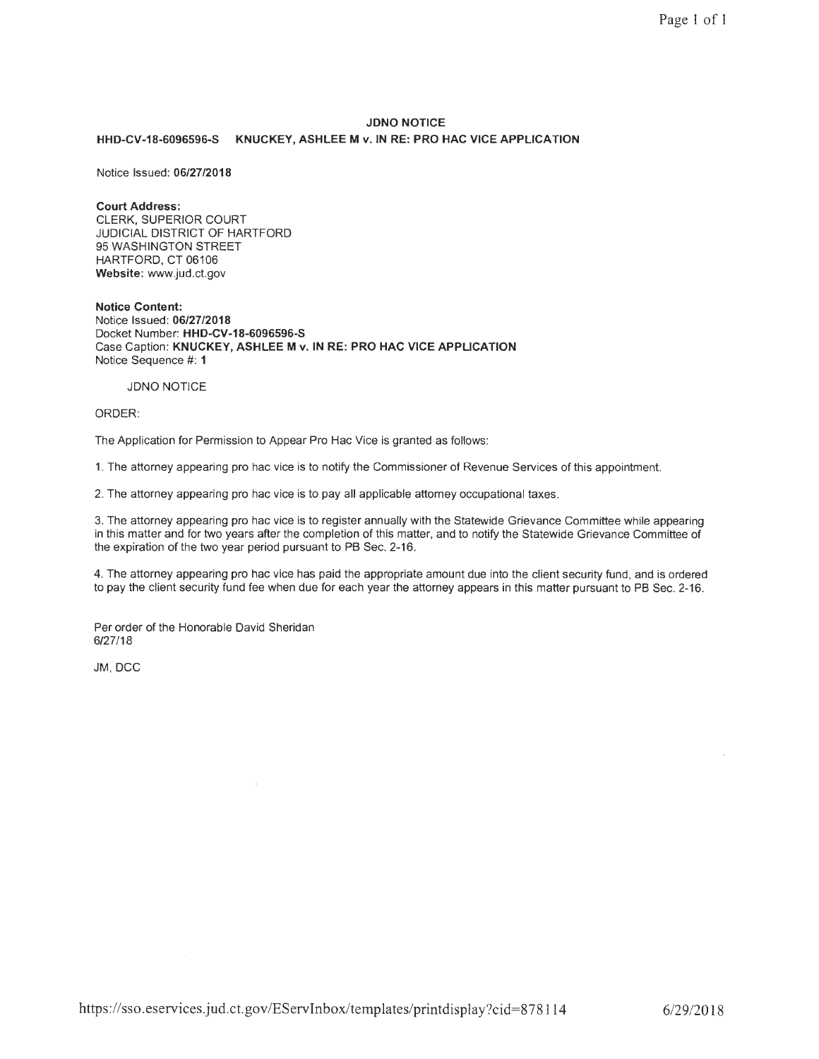**JDNO NOTICE**

**HHD-CV-18-6096596-S KNUCKEY, ASHLEE M v. IN RE: PRO HAC VICE APPLICATION**

Notice Issued: **06/27/2018**

**Court Address:**
CLERK, SUPERIOR COURT
JUDICIAL DISTRICT OF HARTFORD
95 WASHINGTON STREET
HARTFORD, CT 06106
**Website:** www.jud.ct.gov

**Notice Content:**
Notice Issued: **06/27/2018**
Docket Number: **HHD-CV-18-6096596-S**
Case Caption: **KNUCKEY, ASHLEE M v. IN RE: PRO HAC VICE APPLICATION**
Notice Sequence #: **1**

JDNO NOTICE

ORDER:

The Application for Permission to Appear Pro Hac Vice is granted as follows:

1. The attorney appearing pro hac vice is to notify the Commissioner of Revenue Services of this appointment.

2. The attorney appearing pro hac vice is to pay all applicable attorney occupational taxes.

3. The attorney appearing pro hac vice is to register annually with the Statewide Grievance Committee while appearing in this matter and for two years after the completion of this matter, and to notify the Statewide Grievance Committee of the expiration of the two year period pursuant to PB Sec. 2-16.

4. The attorney appearing pro hac vice has paid the appropriate amount due into the client security fund, and is ordered to pay the client security fund fee when due for each year the attorney appears in this matter pursuant to PB Sec. 2-16.

Per order of the Honorable David Sheridan
6/27/18

JM, DCC

https://sso.eservices.jud.ct.gov/EServInbox/templates/printdisplay?cid=878114 6/29/2018